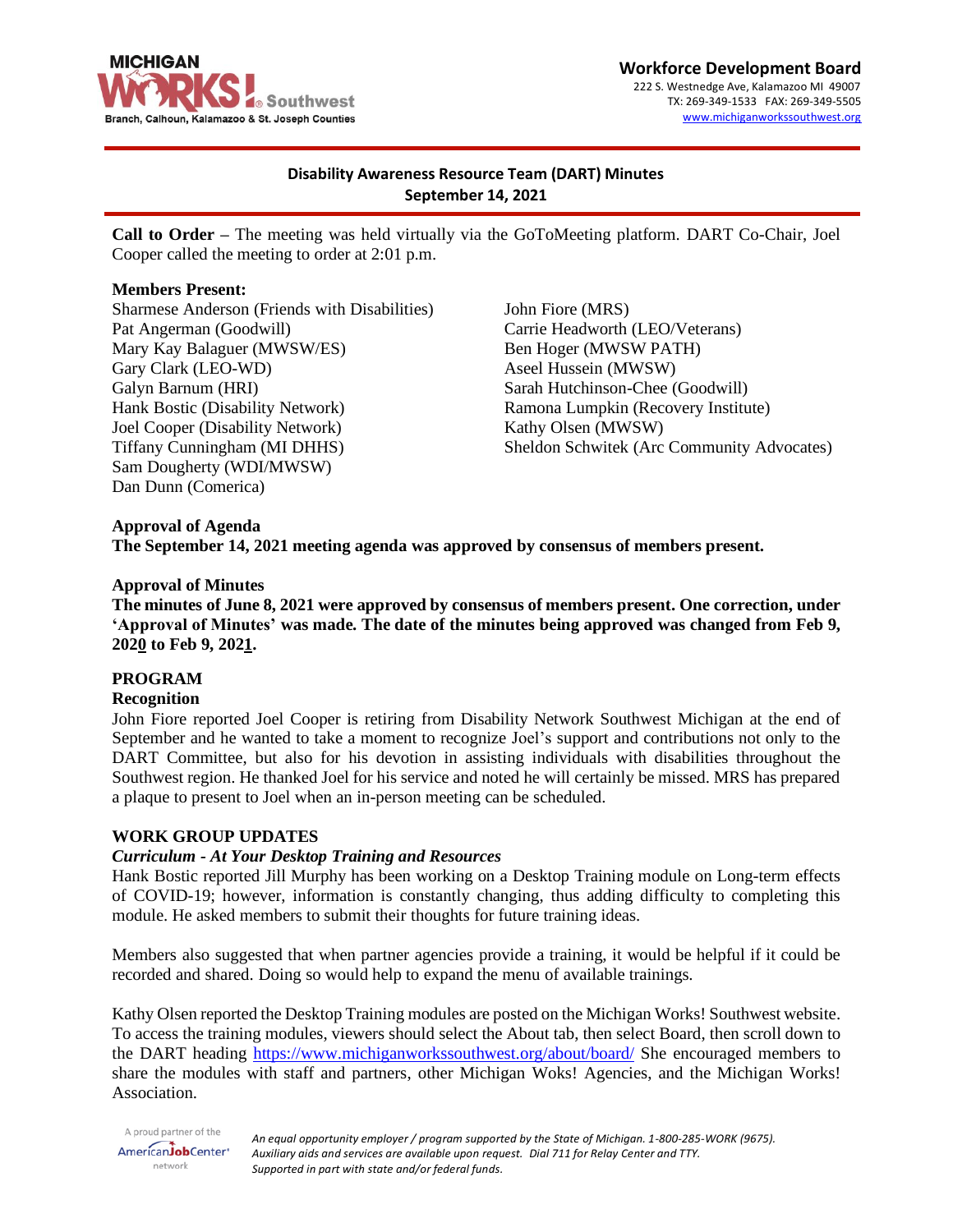**Workforce Development Board**

222 S. Westnedge Ave, Kalamazoo MI 49007
TX: 269-349-1533 FAX: 269-349-5505
www.michiganworkssouthwest.org

# Disability Awareness Resource Team (DART) Minutes
## September 14, 2021

**Call to Order** – The meeting was held virtually via the GoToMeeting platform. DART Co-Chair, Joel Cooper called the meeting to order at 2:01 p.m.

**Members Present:**

Sharmese Anderson (Friends with Disabilities)
Pat Angerman (Goodwill)
Mary Kay Balaguer (MWSW/ES)
Gary Clark (LEO-WD)
Galyn Barnum (HRI)
Hank Bostic (Disability Network)
Joel Cooper (Disability Network)
Tiffany Cunningham (MI DHHS)
Sam Dougherty (WDI/MWSW)
Dan Dunn (Comerica)
John Fiore (MRS)
Carrie Headworth (LEO/Veterans)
Ben Hoger (MWSW PATH)
Aseel Hussein (MWSW)
Sarah Hutchinson-Chee (Goodwill)
Ramona Lumpkin (Recovery Institute)
Kathy Olsen (MWSW)
Sheldon Schwitek (Arc Community Advocates)

**Approval of Agenda**
**The September 14, 2021 meeting agenda was approved by consensus of members present.**

**Approval of Minutes**
**The minutes of June 8, 2021 were approved by consensus of members present. One correction, under 'Approval of Minutes' was made. The date of the minutes being approved was changed from Feb 9, 2020 to Feb 9, 2021.**

**PROGRAM**
**Recognition**
John Fiore reported Joel Cooper is retiring from Disability Network Southwest Michigan at the end of September and he wanted to take a moment to recognize Joel's support and contributions not only to the DART Committee, but also for his devotion in assisting individuals with disabilities throughout the Southwest region. He thanked Joel for his service and noted he will certainly be missed. MRS has prepared a plaque to present to Joel when an in-person meeting can be scheduled.

**WORK GROUP UPDATES**
***Curriculum - At Your Desktop Training and Resources***
Hank Bostic reported Jill Murphy has been working on a Desktop Training module on Long-term effects of COVID-19; however, information is constantly changing, thus adding difficulty to completing this module. He asked members to submit their thoughts for future training ideas.

Members also suggested that when partner agencies provide a training, it would be helpful if it could be recorded and shared. Doing so would help to expand the menu of available trainings.

Kathy Olsen reported the Desktop Training modules are posted on the Michigan Works! Southwest website. To access the training modules, viewers should select the About tab, then select Board, then scroll down to the DART heading https://www.michiganworkssouthwest.org/about/board/ She encouraged members to share the modules with staff and partners, other Michigan Woks! Agencies, and the Michigan Works! Association.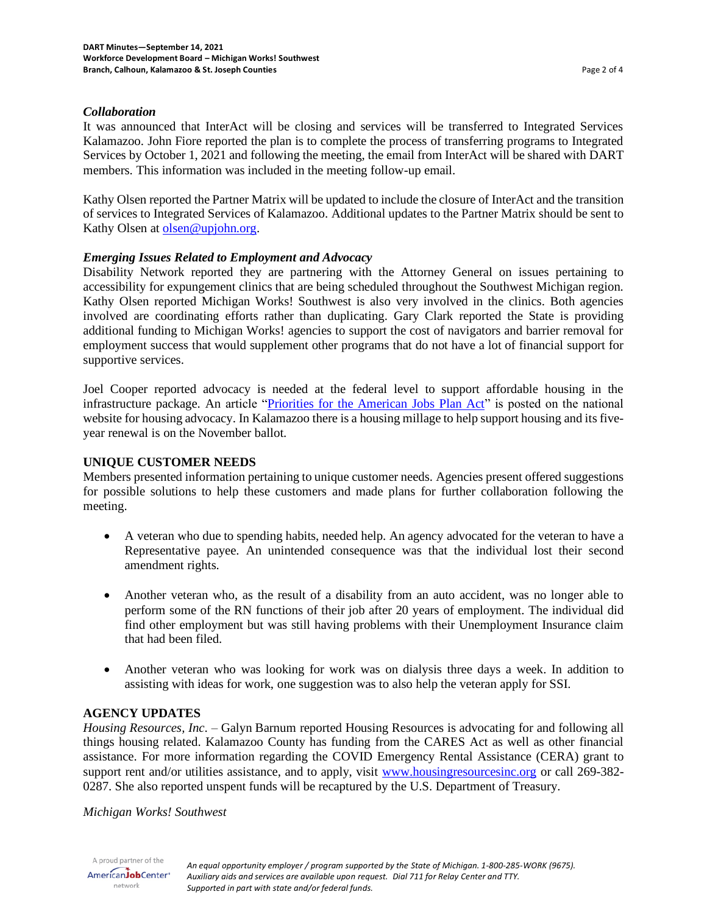### *Collaboration*

It was announced that InterAct will be closing and services will be transferred to Integrated Services Kalamazoo. John Fiore reported the plan is to complete the process of transferring programs to Integrated Services by October 1, 2021 and following the meeting, the email from InterAct will be shared with DART members. This information was included in the meeting follow-up email.

Kathy Olsen reported the Partner Matrix will be updated to include the closure of InterAct and the transition of services to Integrated Services of Kalamazoo. Additional updates to the Partner Matrix should be sent to Kathy Olsen at [olsen@upjohn.org](mailto:olsen@upjohn.org).

### *Emerging Issues Related to Employment and Advocacy*

Disability Network reported they are partnering with the Attorney General on issues pertaining to accessibility for expungement clinics that are being scheduled throughout the Southwest Michigan region. Kathy Olsen reported Michigan Works! Southwest is also very involved in the clinics. Both agencies involved are coordinating efforts rather than duplicating. Gary Clark reported the State is providing additional funding to Michigan Works! agencies to support the cost of navigators and barrier removal for employment success that would supplement other programs that do not have a lot of financial support for supportive services.

Joel Cooper reported advocacy is needed at the federal level to support affordable housing in the infrastructure package. An article "Priorities for the American Jobs Plan Act" is posted on the national website for housing advocacy. In Kalamazoo there is a housing millage to help support housing and its five-year renewal is on the November ballot.

## UNIQUE CUSTOMER NEEDS

Members presented information pertaining to unique customer needs. Agencies present offered suggestions for possible solutions to help these customers and made plans for further collaboration following the meeting.

- A veteran who due to spending habits, needed help. An agency advocated for the veteran to have a Representative payee. An unintended consequence was that the individual lost their second amendment rights.

- Another veteran who, as the result of a disability from an auto accident, was no longer able to perform some of the RN functions of their job after 20 years of employment. The individual did find other employment but was still having problems with their Unemployment Insurance claim that had been filed.

- Another veteran who was looking for work was on dialysis three days a week. In addition to assisting with ideas for work, one suggestion was to also help the veteran apply for SSI.

## AGENCY UPDATES

*Housing Resources, Inc*. – Galyn Barnum reported Housing Resources is advocating for and following all things housing related. Kalamazoo County has funding from the CARES Act as well as other financial assistance. For more information regarding the COVID Emergency Rental Assistance (CERA) grant to support rent and/or utilities assistance, and to apply, visit [www.housingresourcesinc.org](http://www.housingresourcesinc.org) or call 269-382-0287. She also reported unspent funds will be recaptured by the U.S. Department of Treasury.

*Michigan Works! Southwest*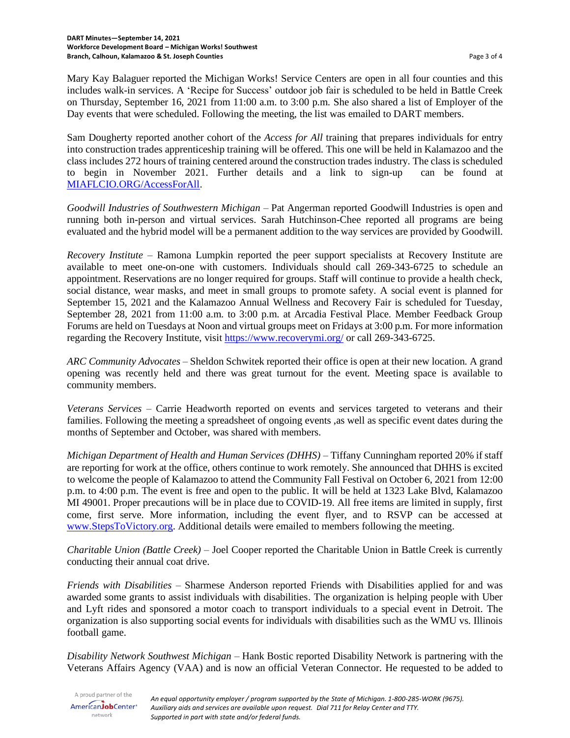Mary Kay Balaguer reported the Michigan Works! Service Centers are open in all four counties and this includes walk-in services. A 'Recipe for Success' outdoor job fair is scheduled to be held in Battle Creek on Thursday, September 16, 2021 from 11:00 a.m. to 3:00 p.m. She also shared a list of Employer of the Day events that were scheduled. Following the meeting, the list was emailed to DART members.

Sam Dougherty reported another cohort of the *Access for All* training that prepares individuals for entry into construction trades apprenticeship training will be offered. This one will be held in Kalamazoo and the class includes 272 hours of training centered around the construction trades industry. The class is scheduled to begin in November 2021. Further details and a link to sign-up can be found at [MIAFLCIO.ORG/AccessForAll](MIAFLCIO.ORG/AccessForAll).

*Goodwill Industries of Southwestern Michigan* – Pat Angerman reported Goodwill Industries is open and running both in-person and virtual services. Sarah Hutchinson-Chee reported all programs are being evaluated and the hybrid model will be a permanent addition to the way services are provided by Goodwill.

*Recovery Institute* – Ramona Lumpkin reported the peer support specialists at Recovery Institute are available to meet one-on-one with customers. Individuals should call 269-343-6725 to schedule an appointment. Reservations are no longer required for groups. Staff will continue to provide a health check, social distance, wear masks, and meet in small groups to promote safety. A social event is planned for September 15, 2021 and the Kalamazoo Annual Wellness and Recovery Fair is scheduled for Tuesday, September 28, 2021 from 11:00 a.m. to 3:00 p.m. at Arcadia Festival Place. Member Feedback Group Forums are held on Tuesdays at Noon and virtual groups meet on Fridays at 3:00 p.m. For more information regarding the Recovery Institute, visit [https://www.recoverymi.org/](https://www.recoverymi.org/) or call 269-343-6725.

*ARC Community Advocates* – Sheldon Schwitek reported their office is open at their new location. A grand opening was recently held and there was great turnout for the event. Meeting space is available to community members.

*Veterans Services* – Carrie Headworth reported on events and services targeted to veterans and their families. Following the meeting a spreadsheet of ongoing events ,as well as specific event dates during the months of September and October, was shared with members.

*Michigan Department of Health and Human Services (DHHS)* – Tiffany Cunningham reported 20% if staff are reporting for work at the office, others continue to work remotely. She announced that DHHS is excited to welcome the people of Kalamazoo to attend the Community Fall Festival on October 6, 2021 from 12:00 p.m. to 4:00 p.m. The event is free and open to the public. It will be held at 1323 Lake Blvd, Kalamazoo MI 49001. Proper precautions will be in place due to COVID-19. All free items are limited in supply, first come, first serve. More information, including the event flyer, and to RSVP can be accessed at [www.StepsToVictory.org](www.StepsToVictory.org). Additional details were emailed to members following the meeting.

*Charitable Union (Battle Creek)* – Joel Cooper reported the Charitable Union in Battle Creek is currently conducting their annual coat drive.

*Friends with Disabilities* – Sharmese Anderson reported Friends with Disabilities applied for and was awarded some grants to assist individuals with disabilities. The organization is helping people with Uber and Lyft rides and sponsored a motor coach to transport individuals to a special event in Detroit. The organization is also supporting social events for individuals with disabilities such as the WMU vs. Illinois football game.

*Disability Network Southwest Michigan* – Hank Bostic reported Disability Network is partnering with the Veterans Affairs Agency (VAA) and is now an official Veteran Connector. He requested to be added to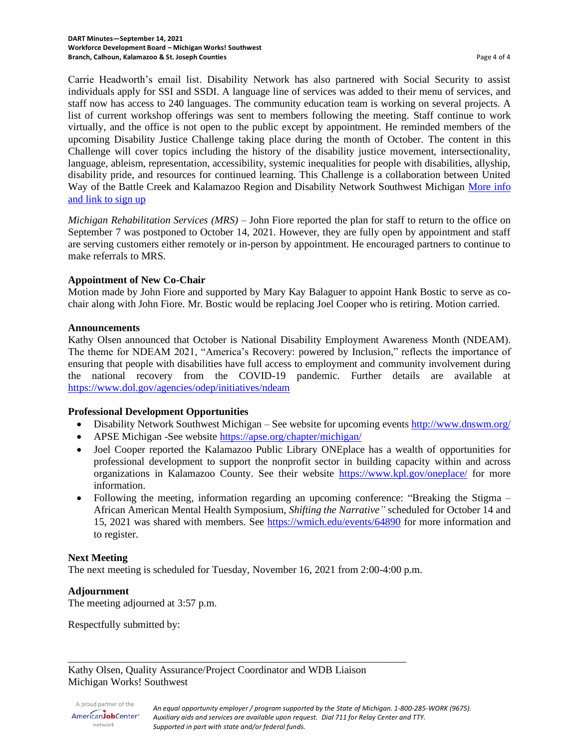Carrie Headworth's email list. Disability Network has also partnered with Social Security to assist individuals apply for SSI and SSDI. A language line of services was added to their menu of services, and staff now has access to 240 languages. The community education team is working on several projects. A list of current workshop offerings was sent to members following the meeting. Staff continue to work virtually, and the office is not open to the public except by appointment. He reminded members of the upcoming Disability Justice Challenge taking place during the month of October. The content in this Challenge will cover topics including the history of the disability justice movement, intersectionality, language, ableism, representation, accessibility, systemic inequalities for people with disabilities, allyship, disability pride, and resources for continued learning. This Challenge is a collaboration between United Way of the Battle Creek and Kalamazoo Region and Disability Network Southwest Michigan More info and link to sign up

*Michigan Rehabilitation Services (MRS)* – John Fiore reported the plan for staff to return to the office on September 7 was postponed to October 14, 2021. However, they are fully open by appointment and staff are serving customers either remotely or in-person by appointment. He encouraged partners to continue to make referrals to MRS.

**Appointment of New Co-Chair**

Motion made by John Fiore and supported by Mary Kay Balaguer to appoint Hank Bostic to serve as co-chair along with John Fiore. Mr. Bostic would be replacing Joel Cooper who is retiring. Motion carried.

**Announcements**

Kathy Olsen announced that October is National Disability Employment Awareness Month (NDEAM). The theme for NDEAM 2021, "America's Recovery: powered by Inclusion," reflects the importance of ensuring that people with disabilities have full access to employment and community involvement during the national recovery from the COVID-19 pandemic. Further details are available at https://www.dol.gov/agencies/odep/initiatives/ndeam

**Professional Development Opportunities**

- Disability Network Southwest Michigan – See website for upcoming events http://www.dnswm.org/
- APSE Michigan -See website https://apse.org/chapter/michigan/
- Joel Cooper reported the Kalamazoo Public Library ONEplace has a wealth of opportunities for professional development to support the nonprofit sector in building capacity within and across organizations in Kalamazoo County. See their website https://www.kpl.gov/oneplace/ for more information.
- Following the meeting, information regarding an upcoming conference: "Breaking the Stigma – African American Mental Health Symposium, *Shifting the Narrative"* scheduled for October 14 and 15, 2021 was shared with members. See https://wmich.edu/events/64890 for more information and to register.

**Next Meeting**

The next meeting is scheduled for Tuesday, November 16, 2021 from 2:00-4:00 p.m.

**Adjournment**

The meeting adjourned at 3:57 p.m.

Respectfully submitted by:

\_\_\_\_\_\_\_\_\_\_\_\_\_\_\_\_\_\_\_\_\_\_\_\_\_\_\_\_\_\_\_\_\_\_\_\_\_\_\_\_\_\_\_\_\_\_\_\_\_\_\_\_\_\_\_\_\_\_\_\_

Kathy Olsen, Quality Assurance/Project Coordinator and WDB Liaison
Michigan Works! Southwest

A proud partner of the AmericanJobCenter network

*An equal opportunity employer / program supported by the State of Michigan. 1-800-285-WORK (9675). Auxiliary aids and services are available upon request. Dial 711 for Relay Center and TTY. Supported in part with state and/or federal funds.*